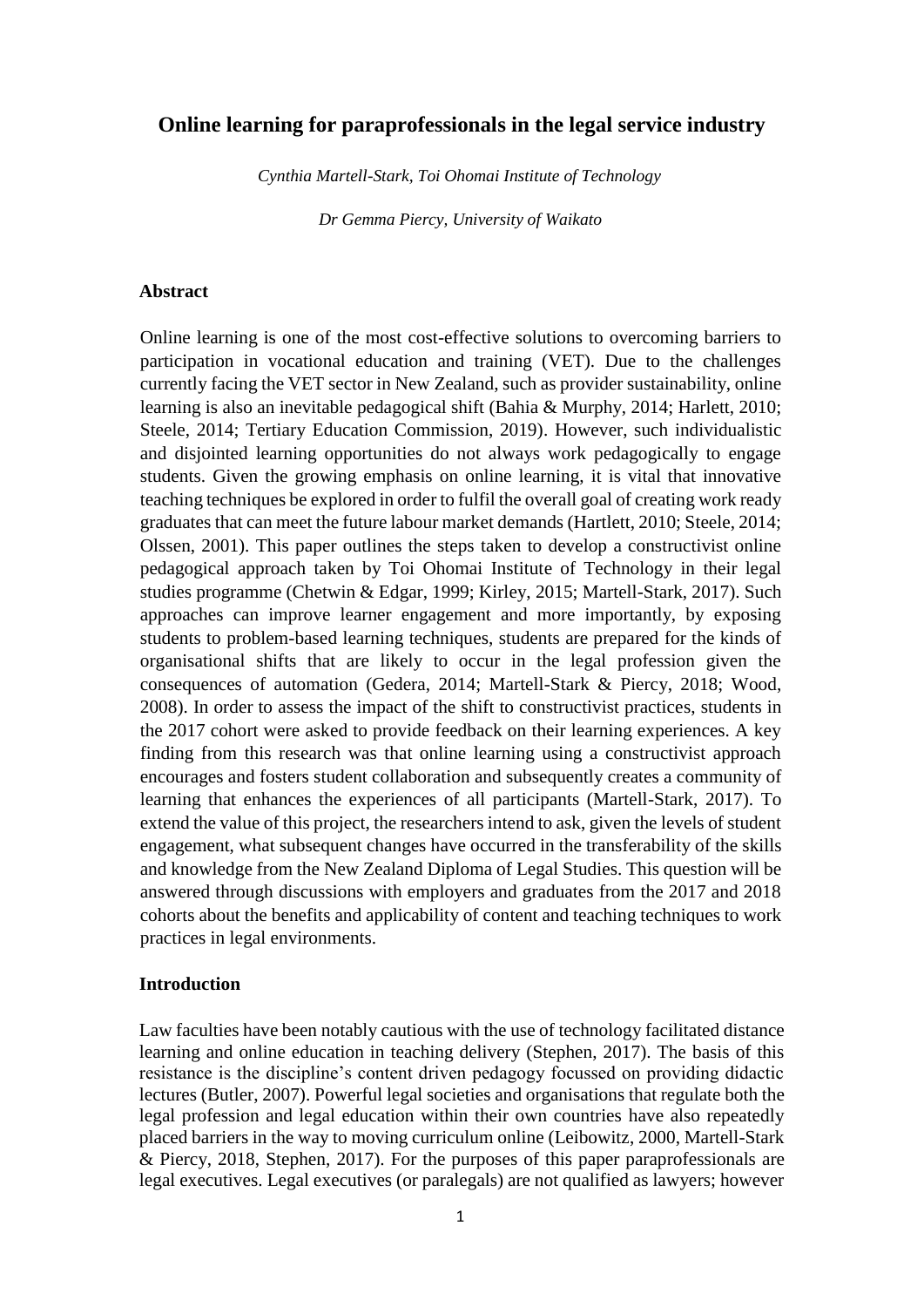# Online learning for paraprofessionals in the legal service industry

*Cynthia Martell-Stark, Toi Ohomai Institute of Technology*

*Dr Gemma Piercy, University of Waikato*

## Abstract

Online learning is one of the most cost-effective solutions to overcoming barriers to participation in vocational education and training (VET). Due to the challenges currently facing the VET sector in New Zealand, such as provider sustainability, online learning is also an inevitable pedagogical shift (Bahia & Murphy, 2014; Harlett, 2010; Steele, 2014; Tertiary Education Commission, 2019). However, such individualistic and disjointed learning opportunities do not always work pedagogically to engage students. Given the growing emphasis on online learning, it is vital that innovative teaching techniques be explored in order to fulfil the overall goal of creating work ready graduates that can meet the future labour market demands (Hartlett, 2010; Steele, 2014; Olssen, 2001). This paper outlines the steps taken to develop a constructivist online pedagogical approach taken by Toi Ohomai Institute of Technology in their legal studies programme (Chetwin & Edgar, 1999; Kirley, 2015; Martell-Stark, 2017). Such approaches can improve learner engagement and more importantly, by exposing students to problem-based learning techniques, students are prepared for the kinds of organisational shifts that are likely to occur in the legal profession given the consequences of automation (Gedera, 2014; Martell-Stark & Piercy, 2018; Wood, 2008). In order to assess the impact of the shift to constructivist practices, students in the 2017 cohort were asked to provide feedback on their learning experiences. A key finding from this research was that online learning using a constructivist approach encourages and fosters student collaboration and subsequently creates a community of learning that enhances the experiences of all participants (Martell-Stark, 2017). To extend the value of this project, the researchers intend to ask, given the levels of student engagement, what subsequent changes have occurred in the transferability of the skills and knowledge from the New Zealand Diploma of Legal Studies. This question will be answered through discussions with employers and graduates from the 2017 and 2018 cohorts about the benefits and applicability of content and teaching techniques to work practices in legal environments.

## Introduction

Law faculties have been notably cautious with the use of technology facilitated distance learning and online education in teaching delivery (Stephen, 2017). The basis of this resistance is the discipline's content driven pedagogy focussed on providing didactic lectures (Butler, 2007). Powerful legal societies and organisations that regulate both the legal profession and legal education within their own countries have also repeatedly placed barriers in the way to moving curriculum online (Leibowitz, 2000, Martell-Stark & Piercy, 2018, Stephen, 2017). For the purposes of this paper paraprofessionals are legal executives. Legal executives (or paralegals) are not qualified as lawyers; however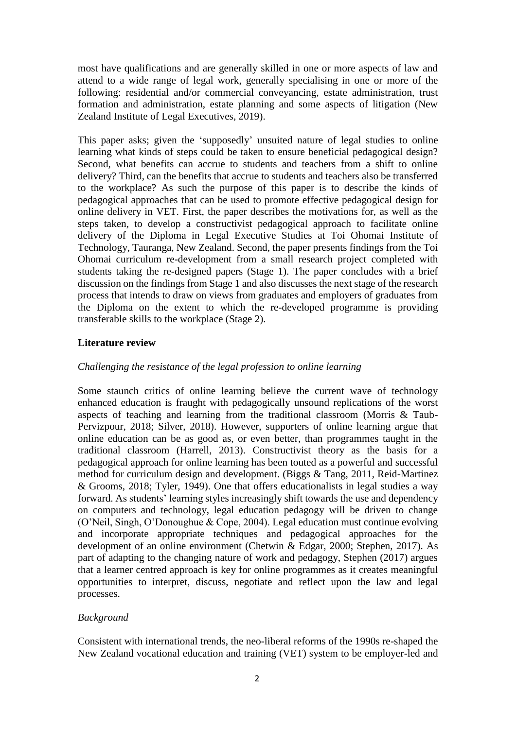most have qualifications and are generally skilled in one or more aspects of law and attend to a wide range of legal work, generally specialising in one or more of the following: residential and/or commercial conveyancing, estate administration, trust formation and administration, estate planning and some aspects of litigation (New Zealand Institute of Legal Executives, 2019).

This paper asks; given the 'supposedly' unsuited nature of legal studies to online learning what kinds of steps could be taken to ensure beneficial pedagogical design? Second, what benefits can accrue to students and teachers from a shift to online delivery? Third, can the benefits that accrue to students and teachers also be transferred to the workplace? As such the purpose of this paper is to describe the kinds of pedagogical approaches that can be used to promote effective pedagogical design for online delivery in VET. First, the paper describes the motivations for, as well as the steps taken, to develop a constructivist pedagogical approach to facilitate online delivery of the Diploma in Legal Executive Studies at Toi Ohomai Institute of Technology, Tauranga, New Zealand. Second, the paper presents findings from the Toi Ohomai curriculum re-development from a small research project completed with students taking the re-designed papers (Stage 1). The paper concludes with a brief discussion on the findings from Stage 1 and also discusses the next stage of the research process that intends to draw on views from graduates and employers of graduates from the Diploma on the extent to which the re-developed programme is providing transferable skills to the workplace (Stage 2).

## Literature review

### *Challenging the resistance of the legal profession to online learning*

Some staunch critics of online learning believe the current wave of technology enhanced education is fraught with pedagogically unsound replications of the worst aspects of teaching and learning from the traditional classroom (Morris & Taub-Pervizpour, 2018; Silver, 2018). However, supporters of online learning argue that online education can be as good as, or even better, than programmes taught in the traditional classroom (Harrell, 2013). Constructivist theory as the basis for a pedagogical approach for online learning has been touted as a powerful and successful method for curriculum design and development. (Biggs & Tang, 2011, Reid-Martinez & Grooms, 2018; Tyler, 1949). One that offers educationalists in legal studies a way forward. As students' learning styles increasingly shift towards the use and dependency on computers and technology, legal education pedagogy will be driven to change (O'Neil, Singh, O'Donoughue & Cope, 2004). Legal education must continue evolving and incorporate appropriate techniques and pedagogical approaches for the development of an online environment (Chetwin & Edgar, 2000; Stephen, 2017). As part of adapting to the changing nature of work and pedagogy, Stephen (2017) argues that a learner centred approach is key for online programmes as it creates meaningful opportunities to interpret, discuss, negotiate and reflect upon the law and legal processes.

### *Background*

Consistent with international trends, the neo-liberal reforms of the 1990s re-shaped the New Zealand vocational education and training (VET) system to be employer-led and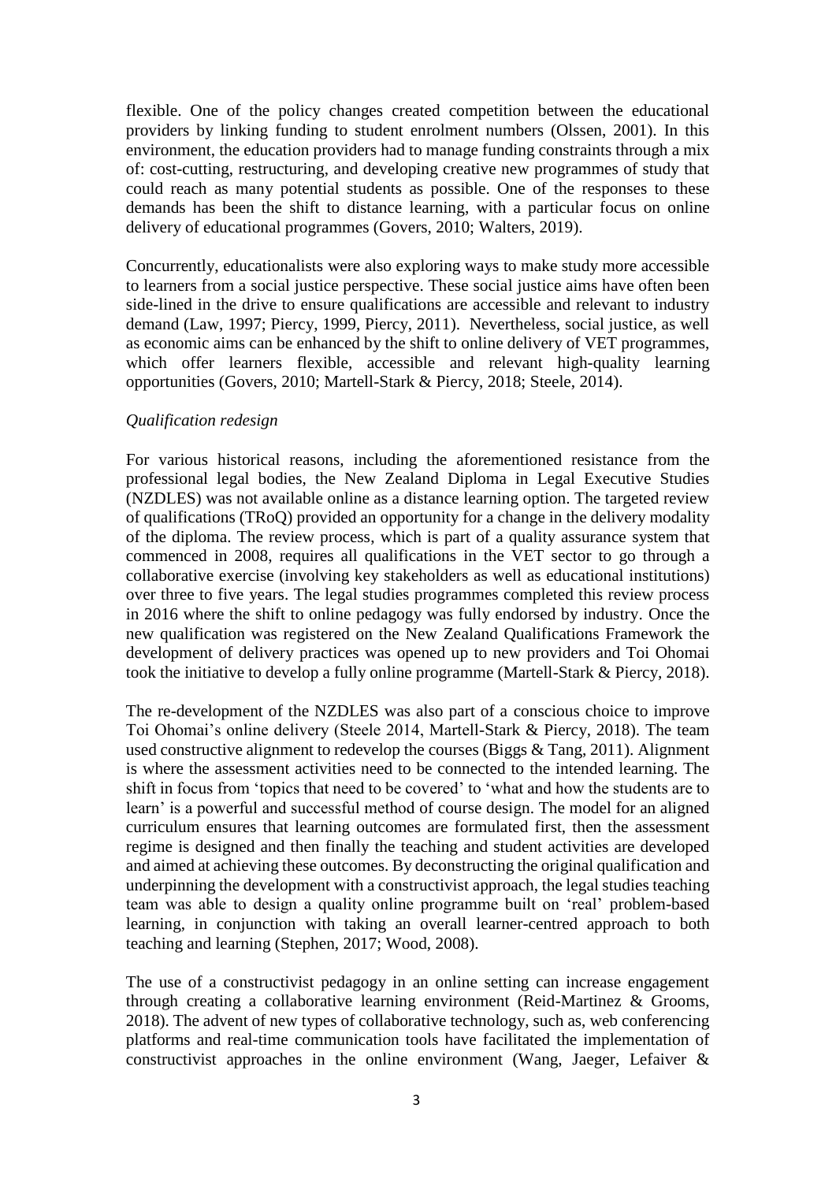flexible. One of the policy changes created competition between the educational providers by linking funding to student enrolment numbers (Olssen, 2001). In this environment, the education providers had to manage funding constraints through a mix of: cost-cutting, restructuring, and developing creative new programmes of study that could reach as many potential students as possible. One of the responses to these demands has been the shift to distance learning, with a particular focus on online delivery of educational programmes (Govers, 2010; Walters, 2019).

Concurrently, educationalists were also exploring ways to make study more accessible to learners from a social justice perspective. These social justice aims have often been side-lined in the drive to ensure qualifications are accessible and relevant to industry demand (Law, 1997; Piercy, 1999, Piercy, 2011). Nevertheless, social justice, as well as economic aims can be enhanced by the shift to online delivery of VET programmes, which offer learners flexible, accessible and relevant high-quality learning opportunities (Govers, 2010; Martell-Stark & Piercy, 2018; Steele, 2014).

*Qualification redesign*

For various historical reasons, including the aforementioned resistance from the professional legal bodies, the New Zealand Diploma in Legal Executive Studies (NZDLES) was not available online as a distance learning option. The targeted review of qualifications (TRoQ) provided an opportunity for a change in the delivery modality of the diploma. The review process, which is part of a quality assurance system that commenced in 2008, requires all qualifications in the VET sector to go through a collaborative exercise (involving key stakeholders as well as educational institutions) over three to five years. The legal studies programmes completed this review process in 2016 where the shift to online pedagogy was fully endorsed by industry. Once the new qualification was registered on the New Zealand Qualifications Framework the development of delivery practices was opened up to new providers and Toi Ohomai took the initiative to develop a fully online programme (Martell-Stark & Piercy, 2018).

The re-development of the NZDLES was also part of a conscious choice to improve Toi Ohomai's online delivery (Steele 2014, Martell-Stark & Piercy, 2018). The team used constructive alignment to redevelop the courses (Biggs & Tang, 2011). Alignment is where the assessment activities need to be connected to the intended learning. The shift in focus from 'topics that need to be covered' to 'what and how the students are to learn' is a powerful and successful method of course design. The model for an aligned curriculum ensures that learning outcomes are formulated first, then the assessment regime is designed and then finally the teaching and student activities are developed and aimed at achieving these outcomes. By deconstructing the original qualification and underpinning the development with a constructivist approach, the legal studies teaching team was able to design a quality online programme built on 'real' problem-based learning, in conjunction with taking an overall learner-centred approach to both teaching and learning (Stephen, 2017; Wood, 2008).

The use of a constructivist pedagogy in an online setting can increase engagement through creating a collaborative learning environment (Reid-Martinez & Grooms, 2018). The advent of new types of collaborative technology, such as, web conferencing platforms and real-time communication tools have facilitated the implementation of constructivist approaches in the online environment (Wang, Jaeger, Lefaiver &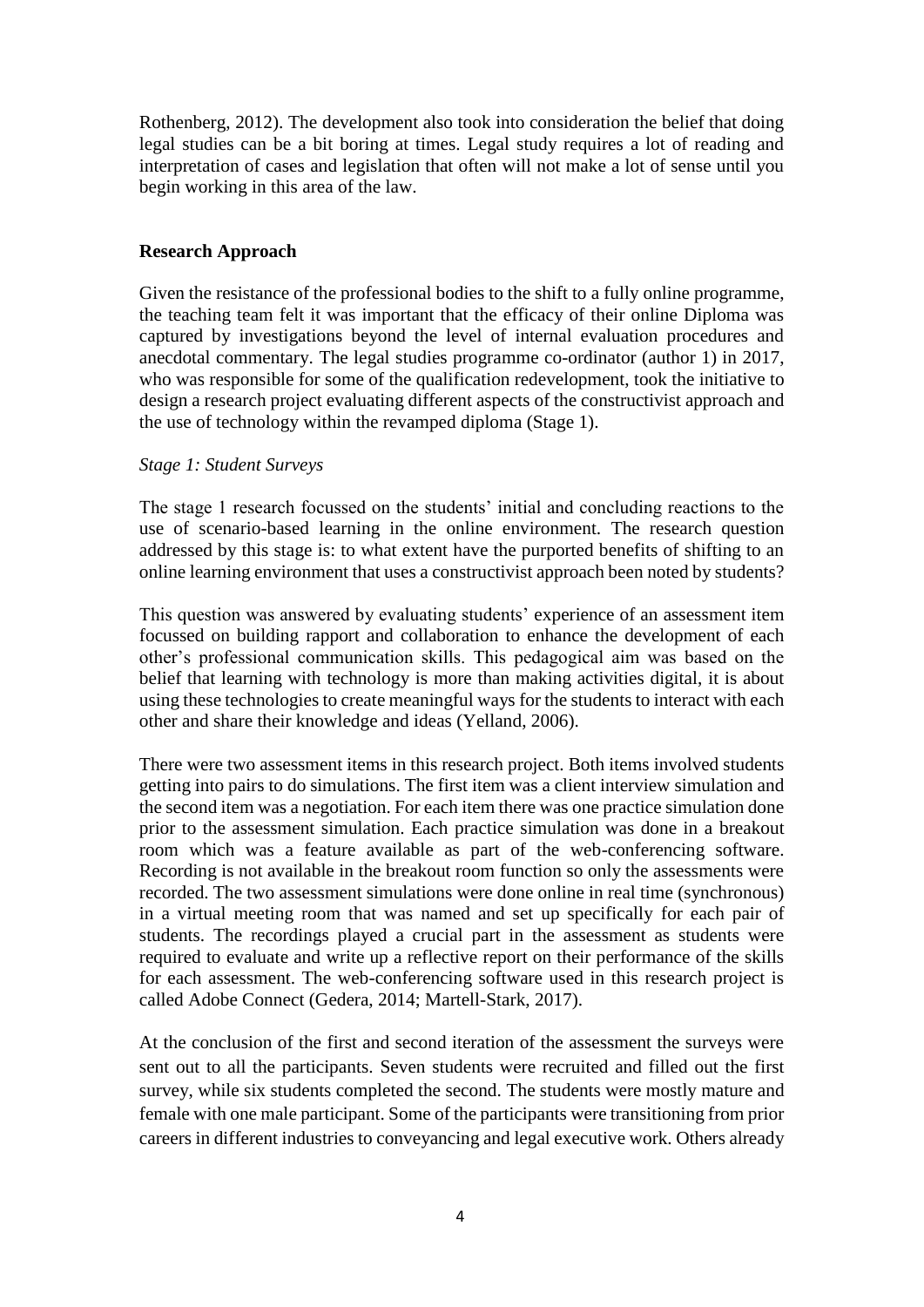Rothenberg, 2012). The development also took into consideration the belief that doing legal studies can be a bit boring at times. Legal study requires a lot of reading and interpretation of cases and legislation that often will not make a lot of sense until you begin working in this area of the law.

## Research Approach

Given the resistance of the professional bodies to the shift to a fully online programme, the teaching team felt it was important that the efficacy of their online Diploma was captured by investigations beyond the level of internal evaluation procedures and anecdotal commentary. The legal studies programme co-ordinator (author 1) in 2017, who was responsible for some of the qualification redevelopment, took the initiative to design a research project evaluating different aspects of the constructivist approach and the use of technology within the revamped diploma (Stage 1).

### *Stage 1: Student Surveys*

The stage 1 research focussed on the students' initial and concluding reactions to the use of scenario-based learning in the online environment. The research question addressed by this stage is: to what extent have the purported benefits of shifting to an online learning environment that uses a constructivist approach been noted by students?

This question was answered by evaluating students' experience of an assessment item focussed on building rapport and collaboration to enhance the development of each other's professional communication skills. This pedagogical aim was based on the belief that learning with technology is more than making activities digital, it is about using these technologies to create meaningful ways for the students to interact with each other and share their knowledge and ideas (Yelland, 2006).

There were two assessment items in this research project. Both items involved students getting into pairs to do simulations. The first item was a client interview simulation and the second item was a negotiation. For each item there was one practice simulation done prior to the assessment simulation. Each practice simulation was done in a breakout room which was a feature available as part of the web-conferencing software. Recording is not available in the breakout room function so only the assessments were recorded. The two assessment simulations were done online in real time (synchronous) in a virtual meeting room that was named and set up specifically for each pair of students. The recordings played a crucial part in the assessment as students were required to evaluate and write up a reflective report on their performance of the skills for each assessment. The web-conferencing software used in this research project is called Adobe Connect (Gedera, 2014; Martell-Stark, 2017).

At the conclusion of the first and second iteration of the assessment the surveys were sent out to all the participants. Seven students were recruited and filled out the first survey, while six students completed the second. The students were mostly mature and female with one male participant. Some of the participants were transitioning from prior careers in different industries to conveyancing and legal executive work. Others already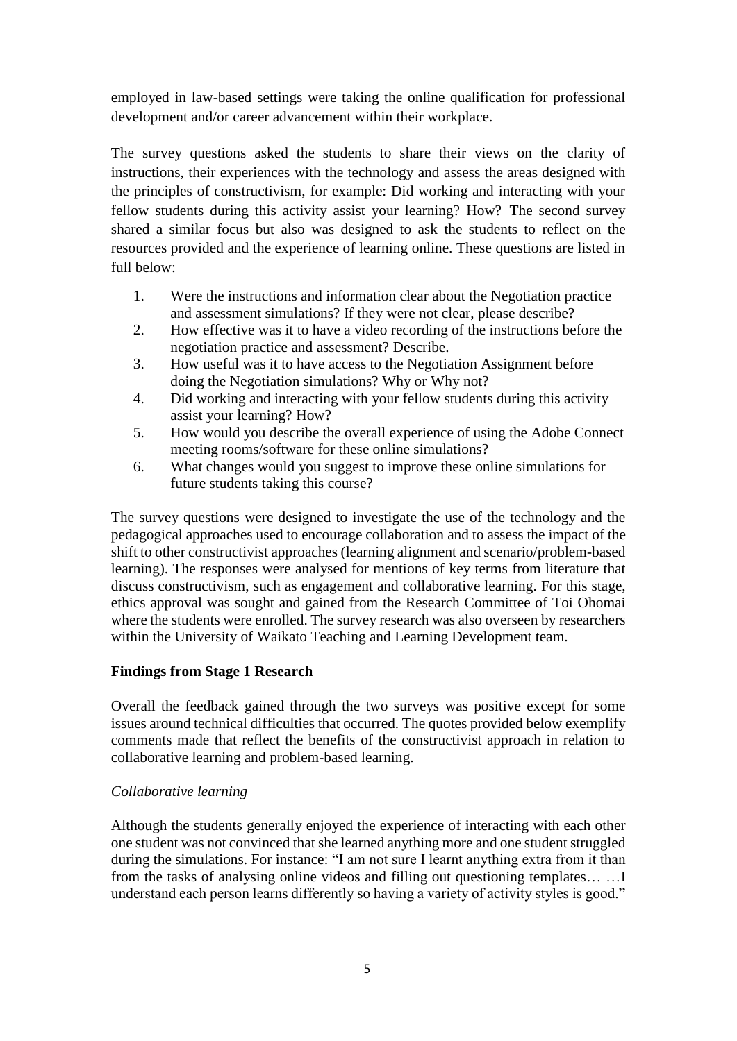employed in law-based settings were taking the online qualification for professional development and/or career advancement within their workplace.

The survey questions asked the students to share their views on the clarity of instructions, their experiences with the technology and assess the areas designed with the principles of constructivism, for example: Did working and interacting with your fellow students during this activity assist your learning? How? The second survey shared a similar focus but also was designed to ask the students to reflect on the resources provided and the experience of learning online. These questions are listed in full below:

1. Were the instructions and information clear about the Negotiation practice and assessment simulations? If they were not clear, please describe?
2. How effective was it to have a video recording of the instructions before the negotiation practice and assessment? Describe.
3. How useful was it to have access to the Negotiation Assignment before doing the Negotiation simulations? Why or Why not?
4. Did working and interacting with your fellow students during this activity assist your learning? How?
5. How would you describe the overall experience of using the Adobe Connect meeting rooms/software for these online simulations?
6. What changes would you suggest to improve these online simulations for future students taking this course?

The survey questions were designed to investigate the use of the technology and the pedagogical approaches used to encourage collaboration and to assess the impact of the shift to other constructivist approaches (learning alignment and scenario/problem-based learning). The responses were analysed for mentions of key terms from literature that discuss constructivism, such as engagement and collaborative learning. For this stage, ethics approval was sought and gained from the Research Committee of Toi Ohomai where the students were enrolled. The survey research was also overseen by researchers within the University of Waikato Teaching and Learning Development team.

**Findings from Stage 1 Research**

Overall the feedback gained through the two surveys was positive except for some issues around technical difficulties that occurred. The quotes provided below exemplify comments made that reflect the benefits of the constructivist approach in relation to collaborative learning and problem-based learning.

*Collaborative learning*

Although the students generally enjoyed the experience of interacting with each other one student was not convinced that she learned anything more and one student struggled during the simulations. For instance: "I am not sure I learnt anything extra from it than from the tasks of analysing online videos and filling out questioning templates… …I understand each person learns differently so having a variety of activity styles is good."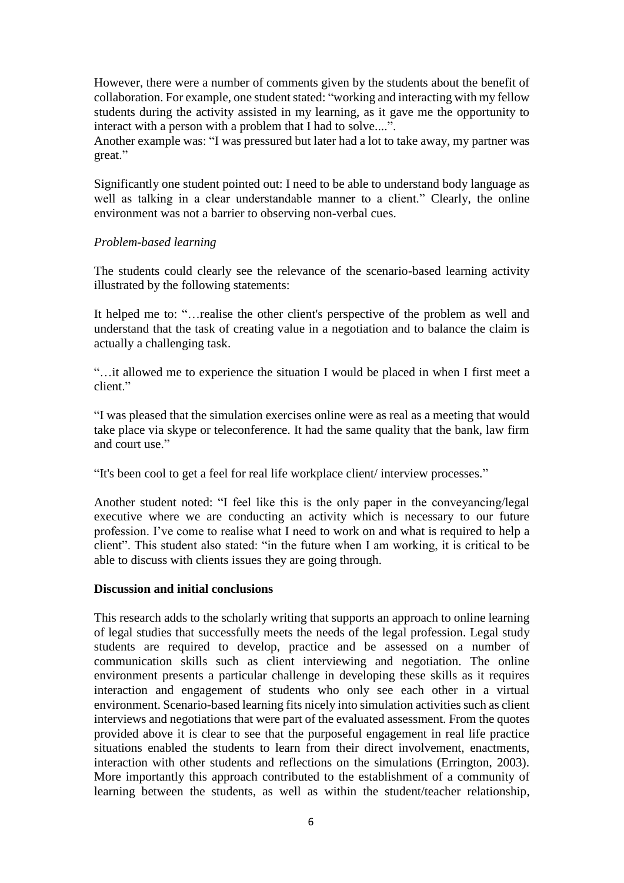However, there were a number of comments given by the students about the benefit of collaboration. For example, one student stated: "working and interacting with my fellow students during the activity assisted in my learning, as it gave me the opportunity to interact with a person with a problem that I had to solve....".

Another example was: "I was pressured but later had a lot to take away, my partner was great."

Significantly one student pointed out: I need to be able to understand body language as well as talking in a clear understandable manner to a client." Clearly, the online environment was not a barrier to observing non-verbal cues.

*Problem-based learning*

The students could clearly see the relevance of the scenario-based learning activity illustrated by the following statements:

It helped me to: "…realise the other client's perspective of the problem as well and understand that the task of creating value in a negotiation and to balance the claim is actually a challenging task.

"…it allowed me to experience the situation I would be placed in when I first meet a client."

"I was pleased that the simulation exercises online were as real as a meeting that would take place via skype or teleconference. It had the same quality that the bank, law firm and court use."

"It's been cool to get a feel for real life workplace client/ interview processes."

Another student noted: "I feel like this is the only paper in the conveyancing/legal executive where we are conducting an activity which is necessary to our future profession. I've come to realise what I need to work on and what is required to help a client". This student also stated: "in the future when I am working, it is critical to be able to discuss with clients issues they are going through.

**Discussion and initial conclusions**

This research adds to the scholarly writing that supports an approach to online learning of legal studies that successfully meets the needs of the legal profession. Legal study students are required to develop, practice and be assessed on a number of communication skills such as client interviewing and negotiation. The online environment presents a particular challenge in developing these skills as it requires interaction and engagement of students who only see each other in a virtual environment. Scenario-based learning fits nicely into simulation activities such as client interviews and negotiations that were part of the evaluated assessment. From the quotes provided above it is clear to see that the purposeful engagement in real life practice situations enabled the students to learn from their direct involvement, enactments, interaction with other students and reflections on the simulations (Errington, 2003). More importantly this approach contributed to the establishment of a community of learning between the students, as well as within the student/teacher relationship,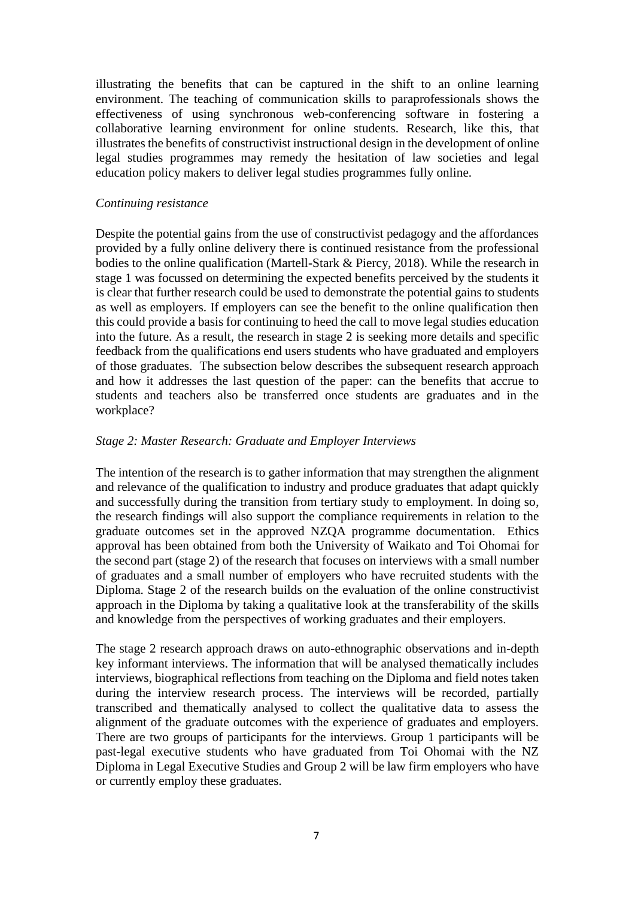illustrating the benefits that can be captured in the shift to an online learning environment. The teaching of communication skills to paraprofessionals shows the effectiveness of using synchronous web-conferencing software in fostering a collaborative learning environment for online students. Research, like this, that illustrates the benefits of constructivist instructional design in the development of online legal studies programmes may remedy the hesitation of law societies and legal education policy makers to deliver legal studies programmes fully online.

*Continuing resistance*

Despite the potential gains from the use of constructivist pedagogy and the affordances provided by a fully online delivery there is continued resistance from the professional bodies to the online qualification (Martell-Stark & Piercy, 2018). While the research in stage 1 was focussed on determining the expected benefits perceived by the students it is clear that further research could be used to demonstrate the potential gains to students as well as employers. If employers can see the benefit to the online qualification then this could provide a basis for continuing to heed the call to move legal studies education into the future. As a result, the research in stage 2 is seeking more details and specific feedback from the qualifications end users students who have graduated and employers of those graduates. The subsection below describes the subsequent research approach and how it addresses the last question of the paper: can the benefits that accrue to students and teachers also be transferred once students are graduates and in the workplace?

*Stage 2: Master Research: Graduate and Employer Interviews*

The intention of the research is to gather information that may strengthen the alignment and relevance of the qualification to industry and produce graduates that adapt quickly and successfully during the transition from tertiary study to employment. In doing so, the research findings will also support the compliance requirements in relation to the graduate outcomes set in the approved NZQA programme documentation. Ethics approval has been obtained from both the University of Waikato and Toi Ohomai for the second part (stage 2) of the research that focuses on interviews with a small number of graduates and a small number of employers who have recruited students with the Diploma. Stage 2 of the research builds on the evaluation of the online constructivist approach in the Diploma by taking a qualitative look at the transferability of the skills and knowledge from the perspectives of working graduates and their employers.

The stage 2 research approach draws on auto-ethnographic observations and in-depth key informant interviews. The information that will be analysed thematically includes interviews, biographical reflections from teaching on the Diploma and field notes taken during the interview research process. The interviews will be recorded, partially transcribed and thematically analysed to collect the qualitative data to assess the alignment of the graduate outcomes with the experience of graduates and employers. There are two groups of participants for the interviews. Group 1 participants will be past-legal executive students who have graduated from Toi Ohomai with the NZ Diploma in Legal Executive Studies and Group 2 will be law firm employers who have or currently employ these graduates.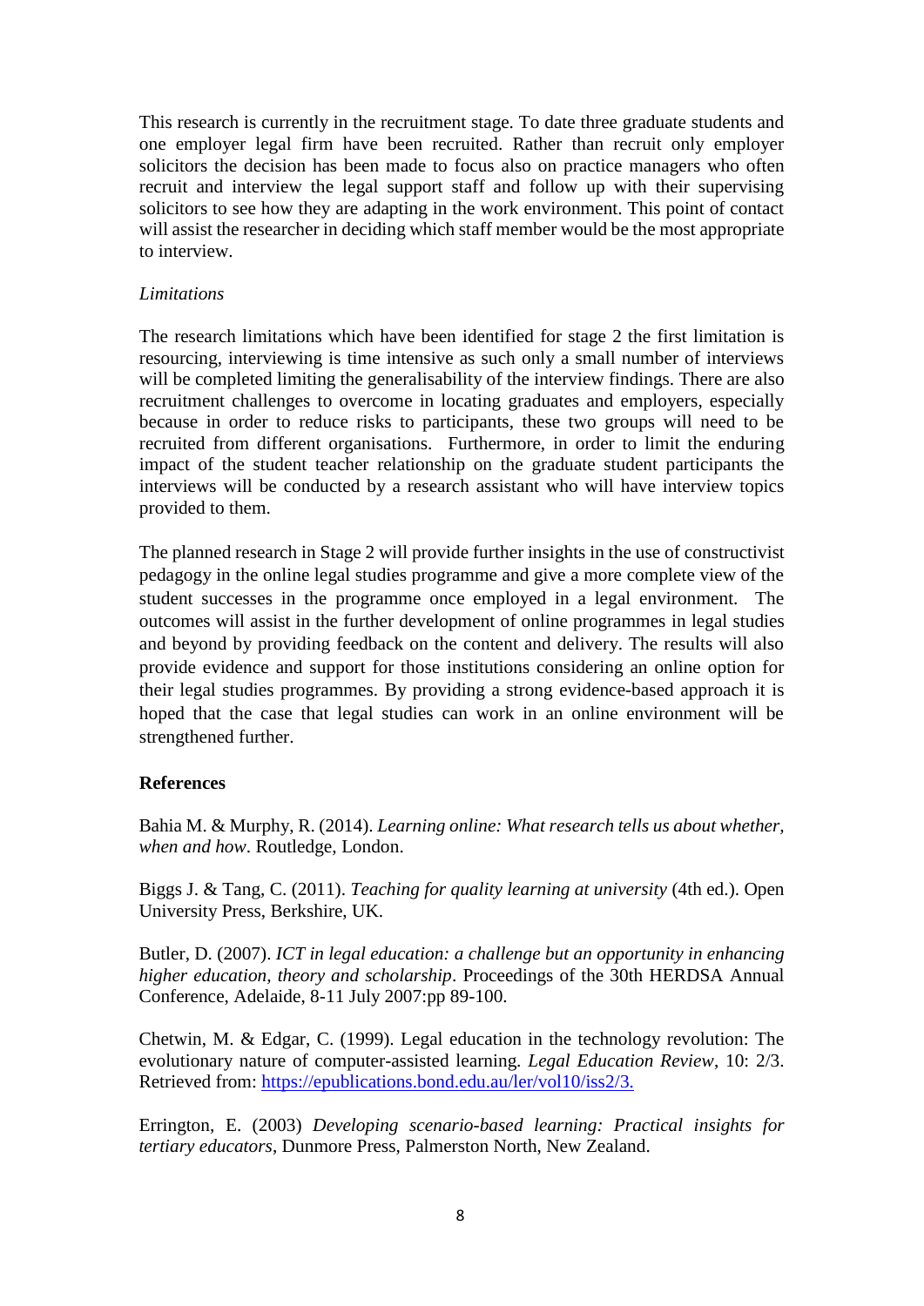This research is currently in the recruitment stage. To date three graduate students and one employer legal firm have been recruited. Rather than recruit only employer solicitors the decision has been made to focus also on practice managers who often recruit and interview the legal support staff and follow up with their supervising solicitors to see how they are adapting in the work environment. This point of contact will assist the researcher in deciding which staff member would be the most appropriate to interview.

*Limitations*

The research limitations which have been identified for stage 2 the first limitation is resourcing, interviewing is time intensive as such only a small number of interviews will be completed limiting the generalisability of the interview findings. There are also recruitment challenges to overcome in locating graduates and employers, especially because in order to reduce risks to participants, these two groups will need to be recruited from different organisations. Furthermore, in order to limit the enduring impact of the student teacher relationship on the graduate student participants the interviews will be conducted by a research assistant who will have interview topics provided to them.

The planned research in Stage 2 will provide further insights in the use of constructivist pedagogy in the online legal studies programme and give a more complete view of the student successes in the programme once employed in a legal environment. The outcomes will assist in the further development of online programmes in legal studies and beyond by providing feedback on the content and delivery. The results will also provide evidence and support for those institutions considering an online option for their legal studies programmes. By providing a strong evidence-based approach it is hoped that the case that legal studies can work in an online environment will be strengthened further.

**References**

Bahia M. & Murphy, R. (2014). *Learning online: What research tells us about whether, when and how*. Routledge, London.

Biggs J. & Tang, C. (2011). *Teaching for quality learning at university* (4th ed.). Open University Press, Berkshire, UK.

Butler, D. (2007). *ICT in legal education: a challenge but an opportunity in enhancing higher education, theory and scholarship*. Proceedings of the 30th HERDSA Annual Conference, Adelaide, 8-11 July 2007:pp 89-100.

Chetwin, M. & Edgar, C. (1999). Legal education in the technology revolution: The evolutionary nature of computer-assisted learning. *Legal Education Review*, 10: 2/3. Retrieved from: https://epublications.bond.edu.au/ler/vol10/iss2/3.

Errington, E. (2003) *Developing scenario-based learning: Practical insights for tertiary educators*, Dunmore Press, Palmerston North, New Zealand.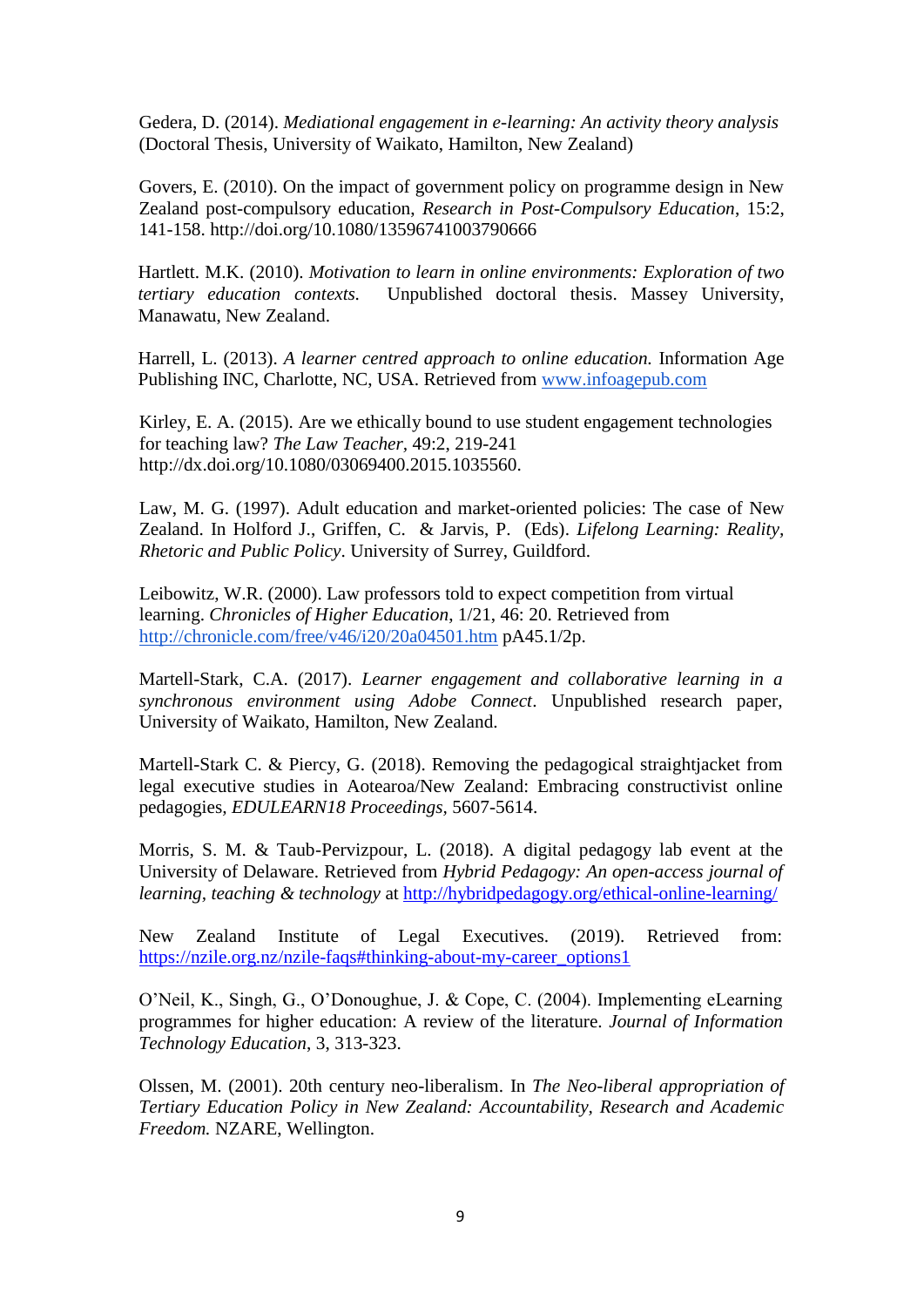Gedera, D. (2014). *Mediational engagement in e-learning: An activity theory analysis* (Doctoral Thesis, University of Waikato, Hamilton, New Zealand)

Govers, E. (2010). On the impact of government policy on programme design in New Zealand post-compulsory education, *Research in Post-Compulsory Education*, 15:2, 141-158. http://doi.org/10.1080/13596741003790666

Hartlett. M.K. (2010). *Motivation to learn in online environments: Exploration of two tertiary education contexts.* Unpublished doctoral thesis. Massey University, Manawatu, New Zealand.

Harrell, L. (2013). *A learner centred approach to online education.* Information Age Publishing INC, Charlotte, NC, USA. Retrieved from www.infoagepub.com

Kirley, E. A. (2015). Are we ethically bound to use student engagement technologies for teaching law? *The Law Teacher*, 49:2, 219-241 http://dx.doi.org/10.1080/03069400.2015.1035560.

Law, M. G. (1997). Adult education and market-oriented policies: The case of New Zealand. In Holford J., Griffen, C. & Jarvis, P. (Eds). *Lifelong Learning: Reality, Rhetoric and Public Policy*. University of Surrey, Guildford.

Leibowitz, W.R. (2000). Law professors told to expect competition from virtual learning. *Chronicles of Higher Education*, 1/21, 46: 20. Retrieved from http://chronicle.com/free/v46/i20/20a04501.htm pA45.1/2p.

Martell-Stark, C.A. (2017). *Learner engagement and collaborative learning in a synchronous environment using Adobe Connect*. Unpublished research paper, University of Waikato, Hamilton, New Zealand.

Martell-Stark C. & Piercy, G. (2018). Removing the pedagogical straightjacket from legal executive studies in Aotearoa/New Zealand: Embracing constructivist online pedagogies, *EDULEARN18 Proceedings*, 5607-5614.

Morris, S. M. & Taub-Pervizpour, L. (2018). A digital pedagogy lab event at the University of Delaware. Retrieved from *Hybrid Pedagogy: An open-access journal of learning, teaching & technology* at http://hybridpedagogy.org/ethical-online-learning/

New Zealand Institute of Legal Executives. (2019). Retrieved from: https://nzile.org.nz/nzile-faqs#thinking-about-my-career_options1

O'Neil, K., Singh, G., O'Donoughue, J. & Cope, C. (2004). Implementing eLearning programmes for higher education: A review of the literature. *Journal of Information Technology Education*, 3, 313-323.

Olssen, M. (2001). 20th century neo-liberalism. In *The Neo-liberal appropriation of Tertiary Education Policy in New Zealand: Accountability, Research and Academic Freedom.* NZARE, Wellington.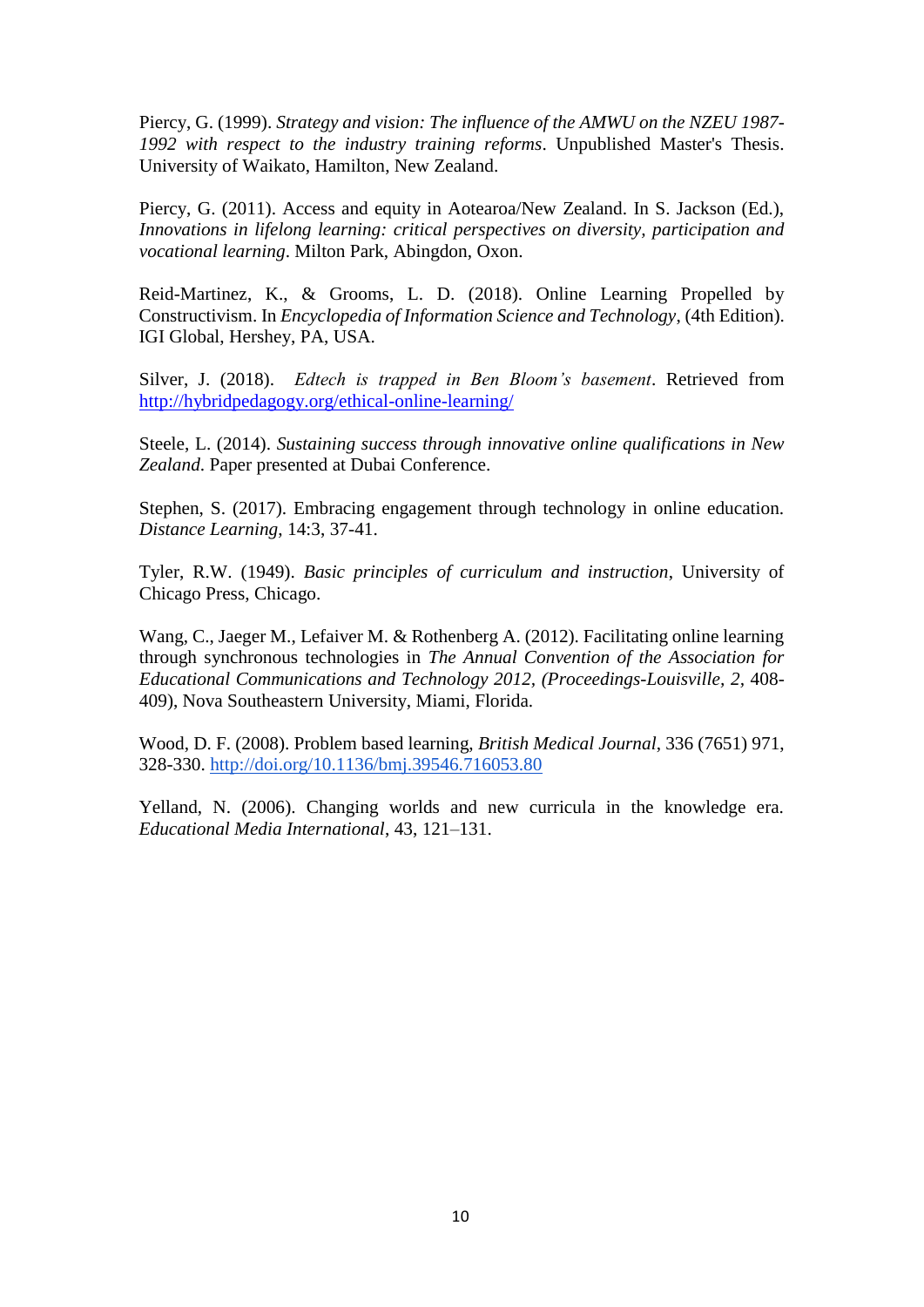Piercy, G. (1999). *Strategy and vision: The influence of the AMWU on the NZEU 1987-1992 with respect to the industry training reforms*. Unpublished Master's Thesis. University of Waikato, Hamilton, New Zealand.

Piercy, G. (2011). Access and equity in Aotearoa/New Zealand. In S. Jackson (Ed.), *Innovations in lifelong learning: critical perspectives on diversity, participation and vocational learning*. Milton Park, Abingdon, Oxon.

Reid-Martinez, K., & Grooms, L. D. (2018). Online Learning Propelled by Constructivism. In *Encyclopedia of Information Science and Technology*, (4th Edition). IGI Global, Hershey, PA, USA.

Silver, J. (2018). *Edtech is trapped in Ben Bloom's basement*. Retrieved from http://hybridpedagogy.org/ethical-online-learning/

Steele, L. (2014). *Sustaining success through innovative online qualifications in New Zealand*. Paper presented at Dubai Conference.

Stephen, S. (2017). Embracing engagement through technology in online education. *Distance Learning*, 14:3, 37-41.

Tyler, R.W. (1949). *Basic principles of curriculum and instruction*, University of Chicago Press, Chicago.

Wang, C., Jaeger M., Lefaiver M. & Rothenberg A. (2012). Facilitating online learning through synchronous technologies in *The Annual Convention of the Association for Educational Communications and Technology 2012, (Proceedings-Louisville, 2*, 408-409), Nova Southeastern University, Miami, Florida.

Wood, D. F. (2008). Problem based learning, *British Medical Journal*, 336 (7651) 971, 328-330. http://doi.org/10.1136/bmj.39546.716053.80

Yelland, N. (2006). Changing worlds and new curricula in the knowledge era. *Educational Media International*, 43, 121–131.